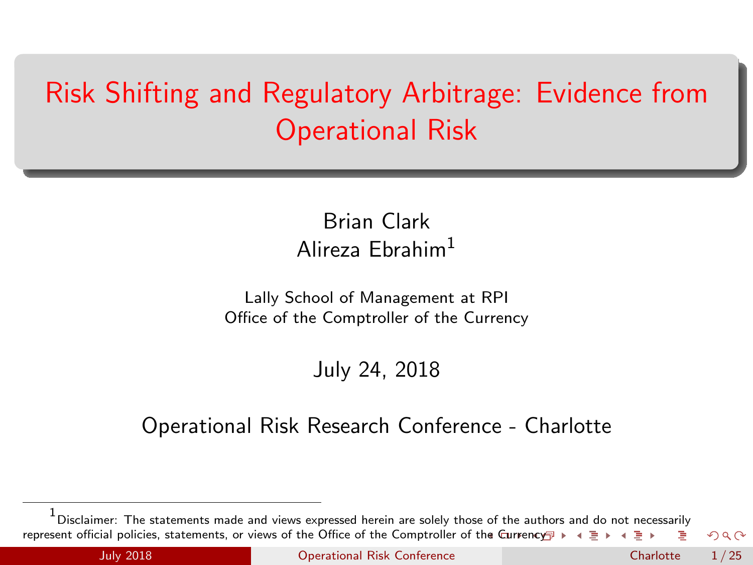# Risk Shifting and Regulatory Arbitrage: Evidence from Operational Risk

Brian Clark
Alireza Ebrahim[1]

Lally School of Management at RPI
Office of the Comptroller of the Currency

July 24, 2018

Operational Risk Research Conference - Charlotte

[1] Disclaimer: The statements made and views expressed herein are solely those of the authors and do not necessarily represent official policies, statements, or views of the Office of the Comptroller of the Currency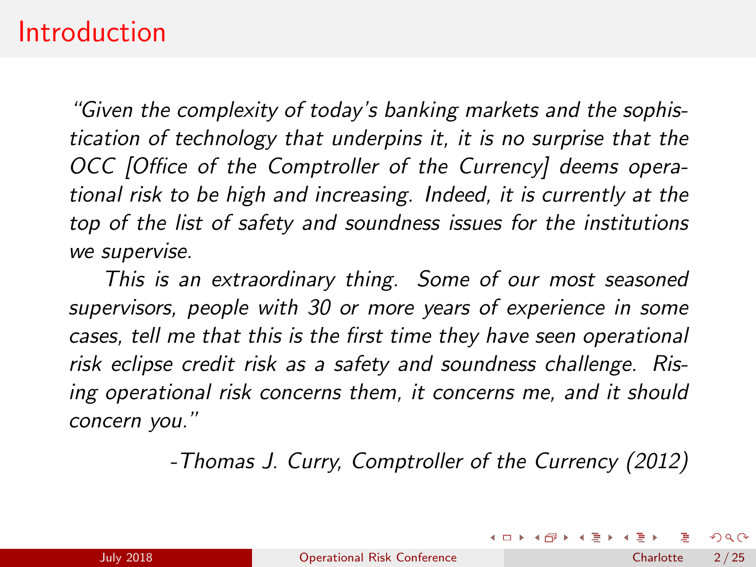# Introduction

*"Given the complexity of today's banking markets and the sophistication of technology that underpins it, it is no surprise that the OCC [Office of the Comptroller of the Currency] deems operational risk to be high and increasing. Indeed, it is currently at the top of the list of safety and soundness issues for the institutions we supervise.*

*This is an extraordinary thing. Some of our most seasoned supervisors, people with 30 or more years of experience in some cases, tell me that this is the first time they have seen operational risk eclipse credit risk as a safety and soundness challenge. Rising operational risk concerns them, it concerns me, and it should concern you."*

*-Thomas J. Curry, Comptroller of the Currency (2012)*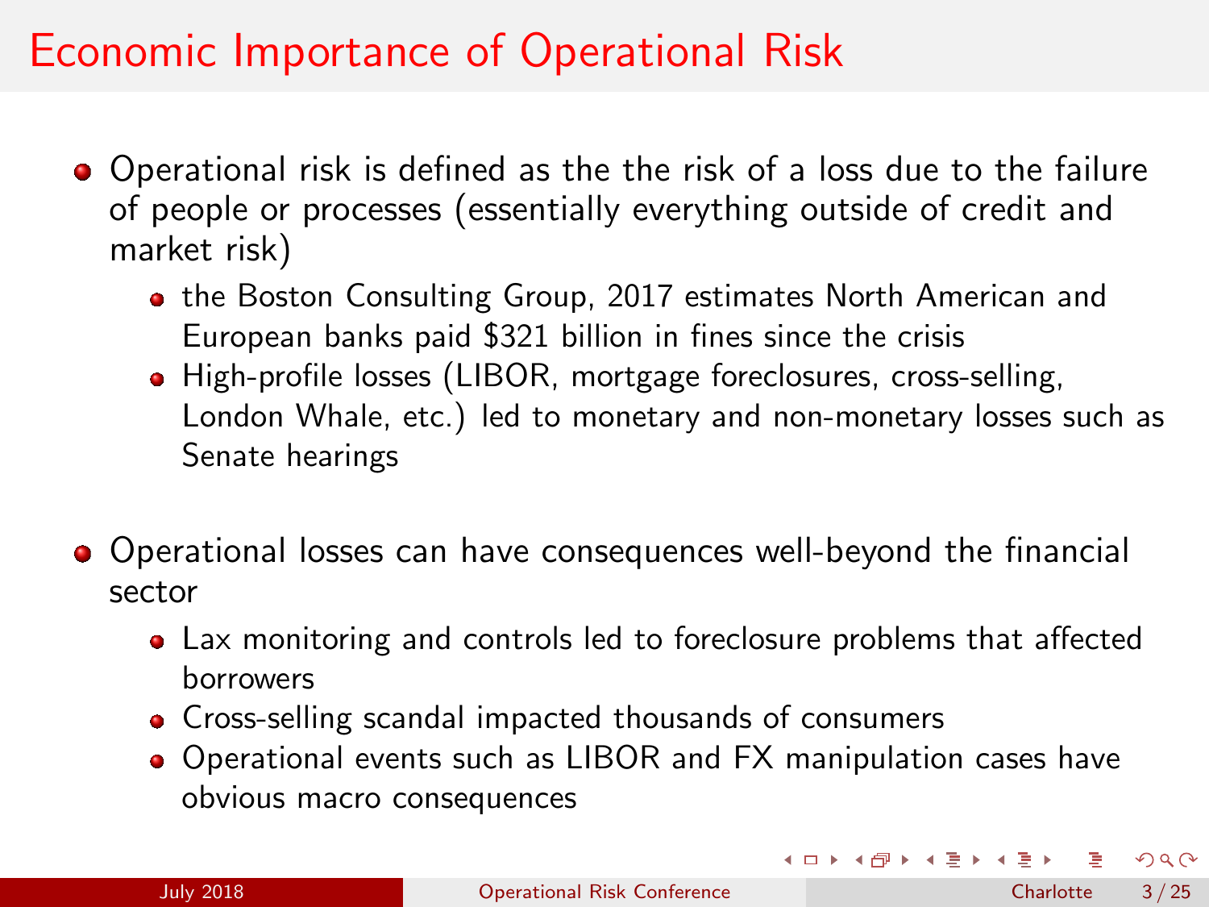# Economic Importance of Operational Risk

- Operational risk is defined as the the risk of a loss due to the failure of people or processes (essentially everything outside of credit and market risk)
  - the Boston Consulting Group, 2017 estimates North American and European banks paid $321 billion in fines since the crisis
  - High-profile losses (LIBOR, mortgage foreclosures, cross-selling, London Whale, etc.) led to monetary and non-monetary losses such as Senate hearings
- Operational losses can have consequences well-beyond the financial sector
  - Lax monitoring and controls led to foreclosure problems that affected borrowers
  - Cross-selling scandal impacted thousands of consumers
  - Operational events such as LIBOR and FX manipulation cases have obvious macro consequences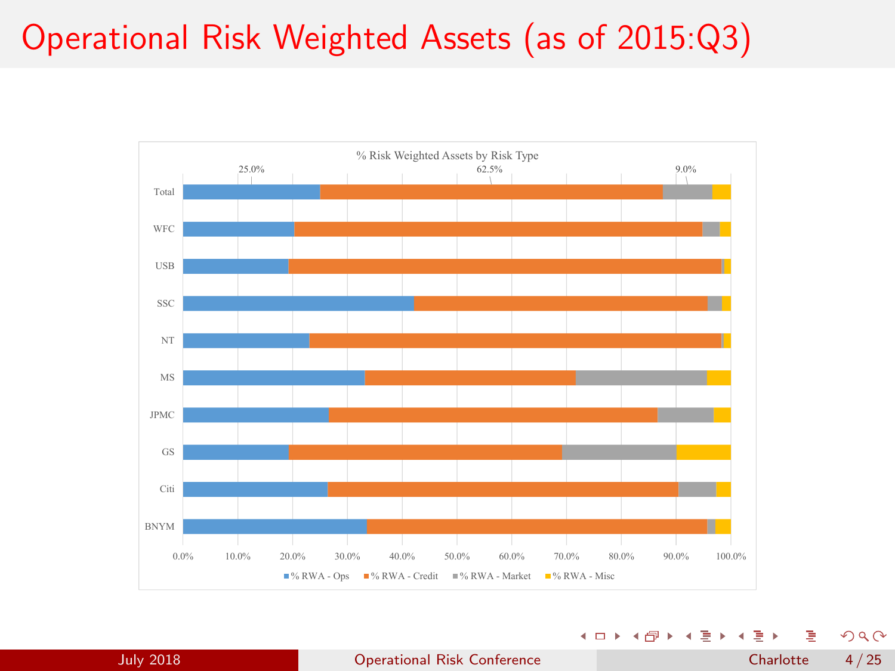# Operational Risk Weighted Assets (as of 2015:Q3)

% Risk Weighted Assets by Risk Type

25.0% | 62.5% | 9.0%

Total, WFC, USB, SSC, NT, MS, JPMC, GS, Citi, BNYM

0.0% 10.0% 20.0% 30.0% 40.0% 50.0% 60.0% 70.0% 80.0% 90.0% 100.0%

% RWA - Ops | % RWA - Credit | % RWA - Market | % RWA - Misc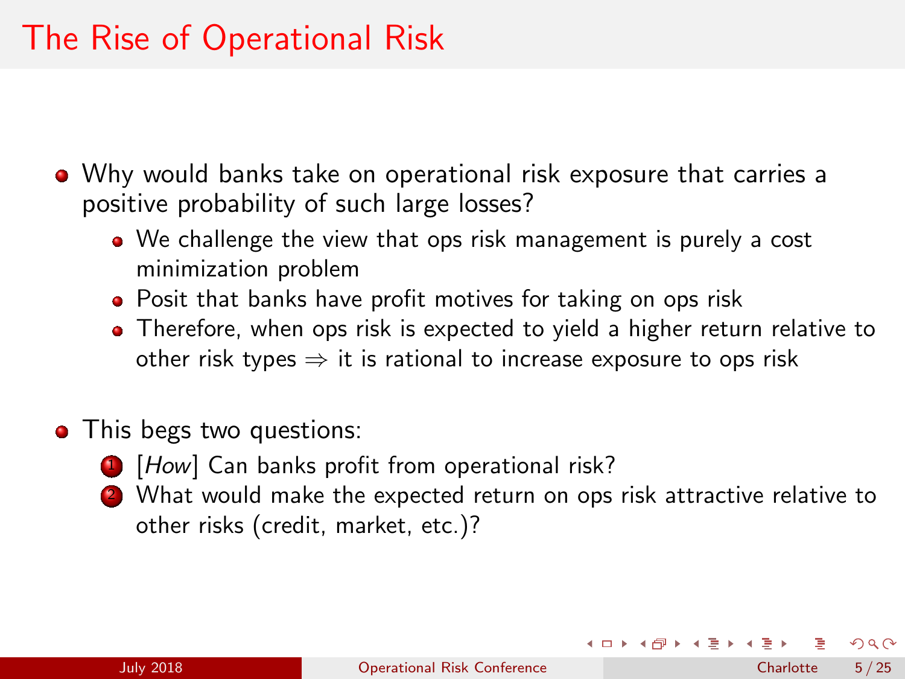# The Rise of Operational Risk

- Why would banks take on operational risk exposure that carries a positive probability of such large losses?
  - We challenge the view that ops risk management is purely a cost minimization problem
  - Posit that banks have profit motives for taking on ops risk
  - Therefore, when ops risk is expected to yield a higher return relative to other risk types $\Rightarrow$ it is rational to increase exposure to ops risk

- This begs two questions:
  1. [*How*] Can banks profit from operational risk?
  2. What would make the expected return on ops risk attractive relative to other risks (credit, market, etc.)?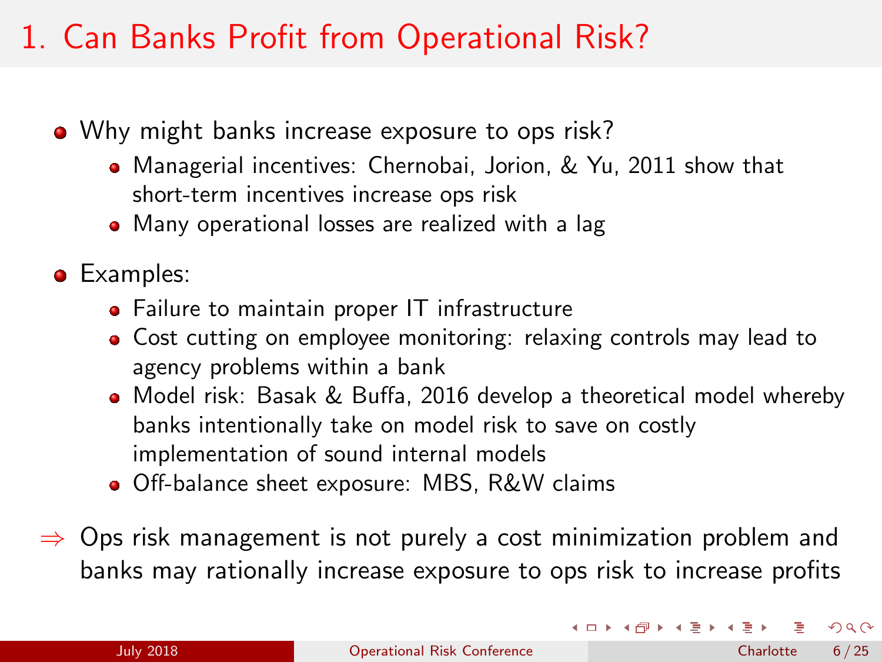# 1. Can Banks Profit from Operational Risk?

- Why might banks increase exposure to ops risk?
  - Managerial incentives: Chernobai, Jorion, & Yu, 2011 show that short-term incentives increase ops risk
  - Many operational losses are realized with a lag
- Examples:
  - Failure to maintain proper IT infrastructure
  - Cost cutting on employee monitoring: relaxing controls may lead to agency problems within a bank
  - Model risk: Basak & Buffa, 2016 develop a theoretical model whereby banks intentionally take on model risk to save on costly implementation of sound internal models
  - Off-balance sheet exposure: MBS, R&W claims

$\Rightarrow$ Ops risk management is not purely a cost minimization problem and banks may rationally increase exposure to ops risk to increase profits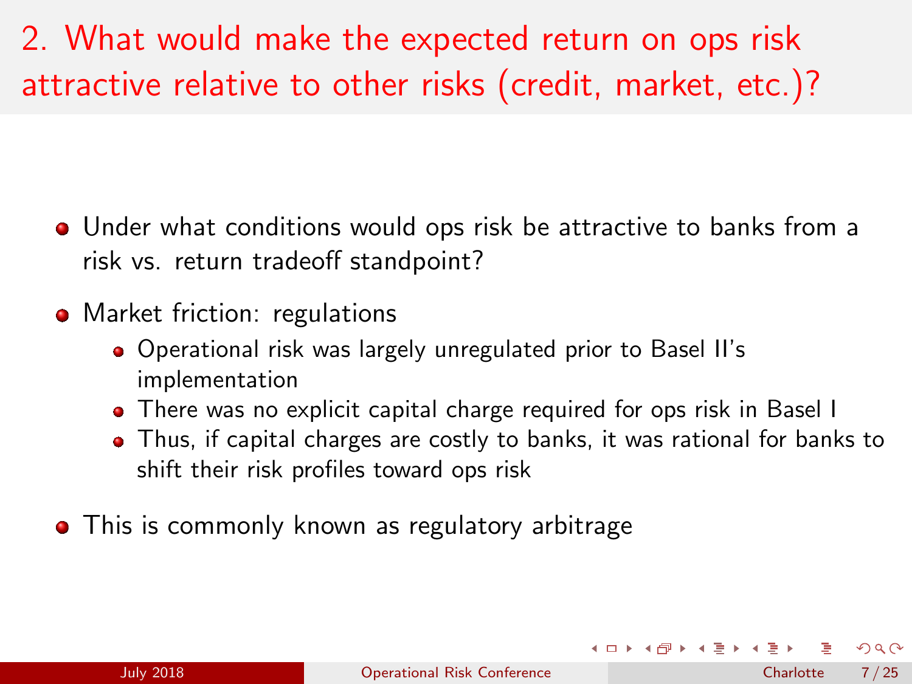# 2. What would make the expected return on ops risk attractive relative to other risks (credit, market, etc.)?

- Under what conditions would ops risk be attractive to banks from a risk vs. return tradeoff standpoint?
- Market friction: regulations
  - Operational risk was largely unregulated prior to Basel II's implementation
  - There was no explicit capital charge required for ops risk in Basel I
  - Thus, if capital charges are costly to banks, it was rational for banks to shift their risk profiles toward ops risk
- This is commonly known as regulatory arbitrage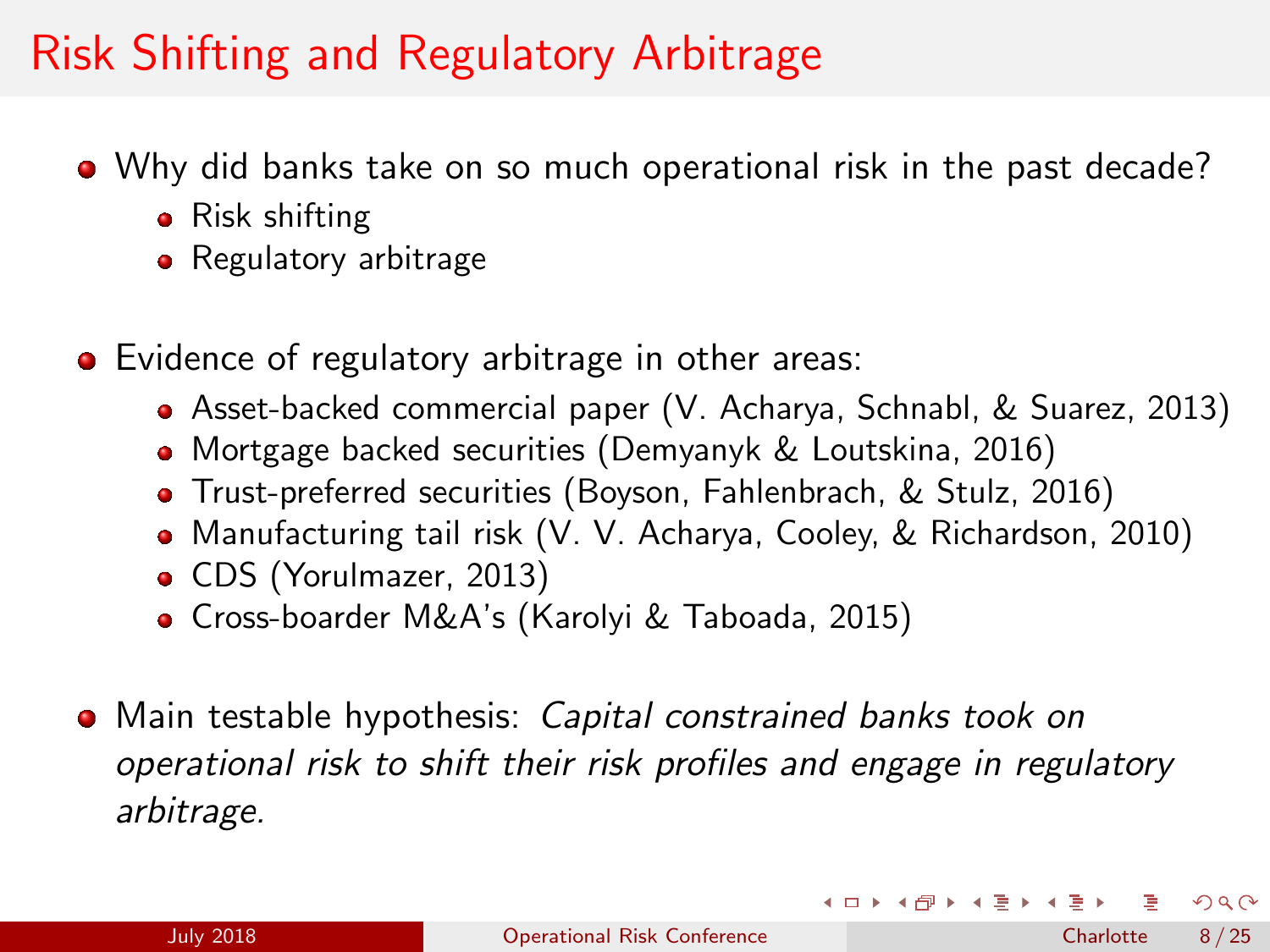# Risk Shifting and Regulatory Arbitrage

- Why did banks take on so much operational risk in the past decade?
  - Risk shifting
  - Regulatory arbitrage

- Evidence of regulatory arbitrage in other areas:
  - Asset-backed commercial paper (V. Acharya, Schnabl, & Suarez, 2013)
  - Mortgage backed securities (Demyanyk & Loutskina, 2016)
  - Trust-preferred securities (Boyson, Fahlenbrach, & Stulz, 2016)
  - Manufacturing tail risk (V. V. Acharya, Cooley, & Richardson, 2010)
  - CDS (Yorulmazer, 2013)
  - Cross-boarder M&A's (Karolyi & Taboada, 2015)

- Main testable hypothesis: *Capital constrained banks took on operational risk to shift their risk profiles and engage in regulatory arbitrage.*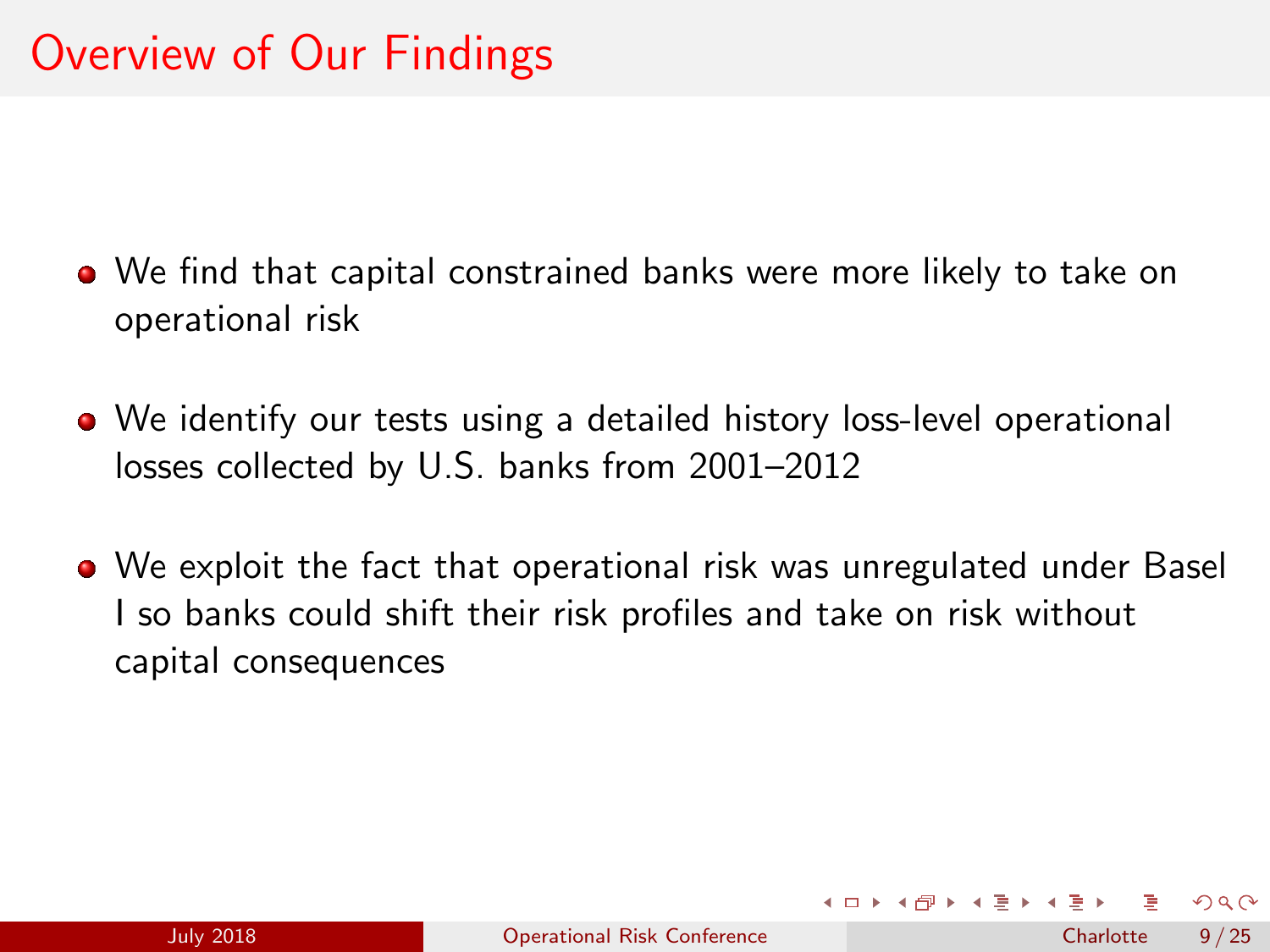# Overview of Our Findings

- We find that capital constrained banks were more likely to take on operational risk
- We identify our tests using a detailed history loss-level operational losses collected by U.S. banks from 2001–2012
- We exploit the fact that operational risk was unregulated under Basel I so banks could shift their risk profiles and take on risk without capital consequences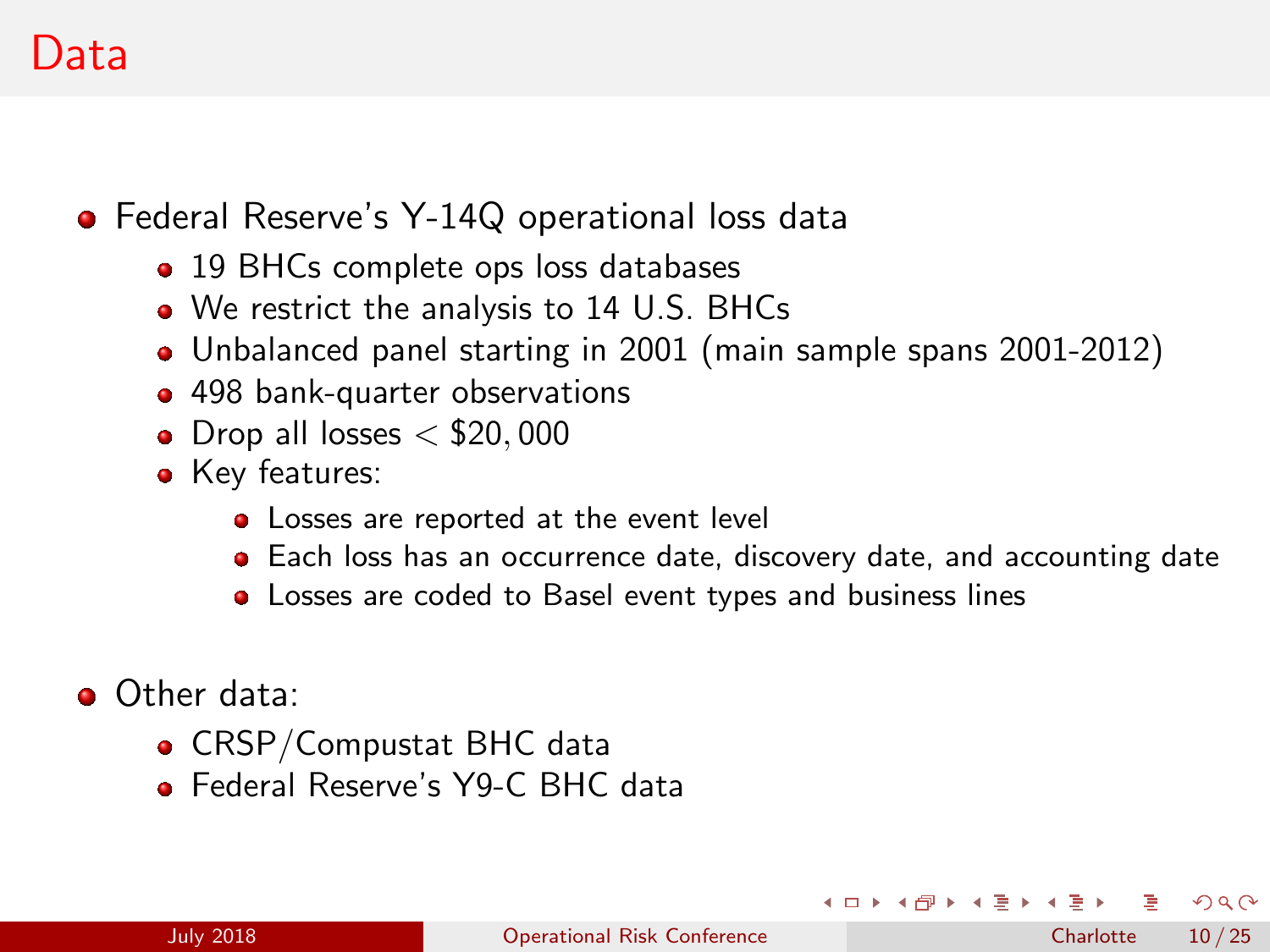# Data

- Federal Reserve's Y-14Q operational loss data
  - 19 BHCs complete ops loss databases
  - We restrict the analysis to 14 U.S. BHCs
  - Unbalanced panel starting in 2001 (main sample spans 2001-2012)
  - 498 bank-quarter observations
  - Drop all losses $< \$20,000$
  - Key features:
    - Losses are reported at the event level
    - Each loss has an occurrence date, discovery date, and accounting date
    - Losses are coded to Basel event types and business lines
- Other data:
  - CRSP/Compustat BHC data
  - Federal Reserve's Y9-C BHC data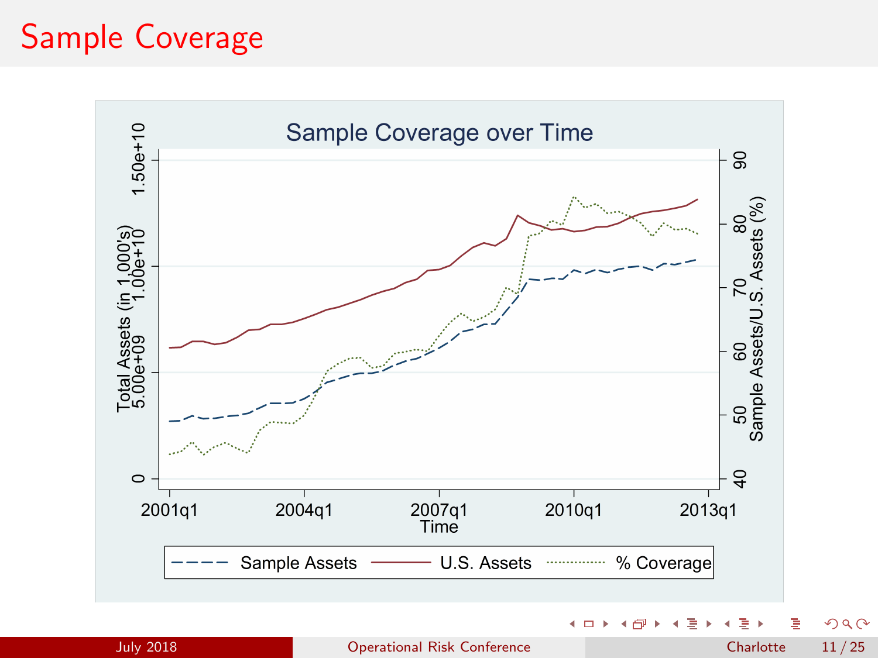# Sample Coverage

Sample Coverage over Time

Total Assets (in 1,000's)

Sample Assets/U.S. Assets (%)

Time

Sample Assets — U.S. Assets — % Coverage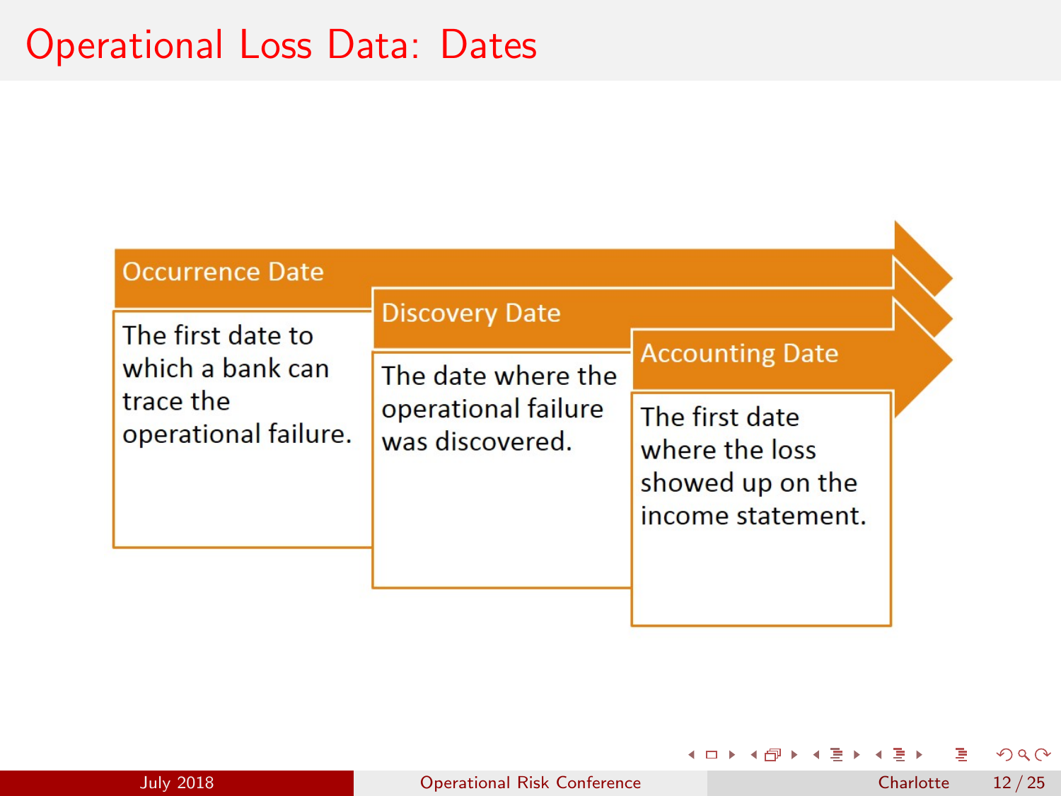# Operational Loss Data: Dates

**Occurrence Date**

The first date to which a bank can trace the operational failure.

**Discovery Date**

The date where the operational failure was discovered.

**Accounting Date**

The first date where the loss showed up on the income statement.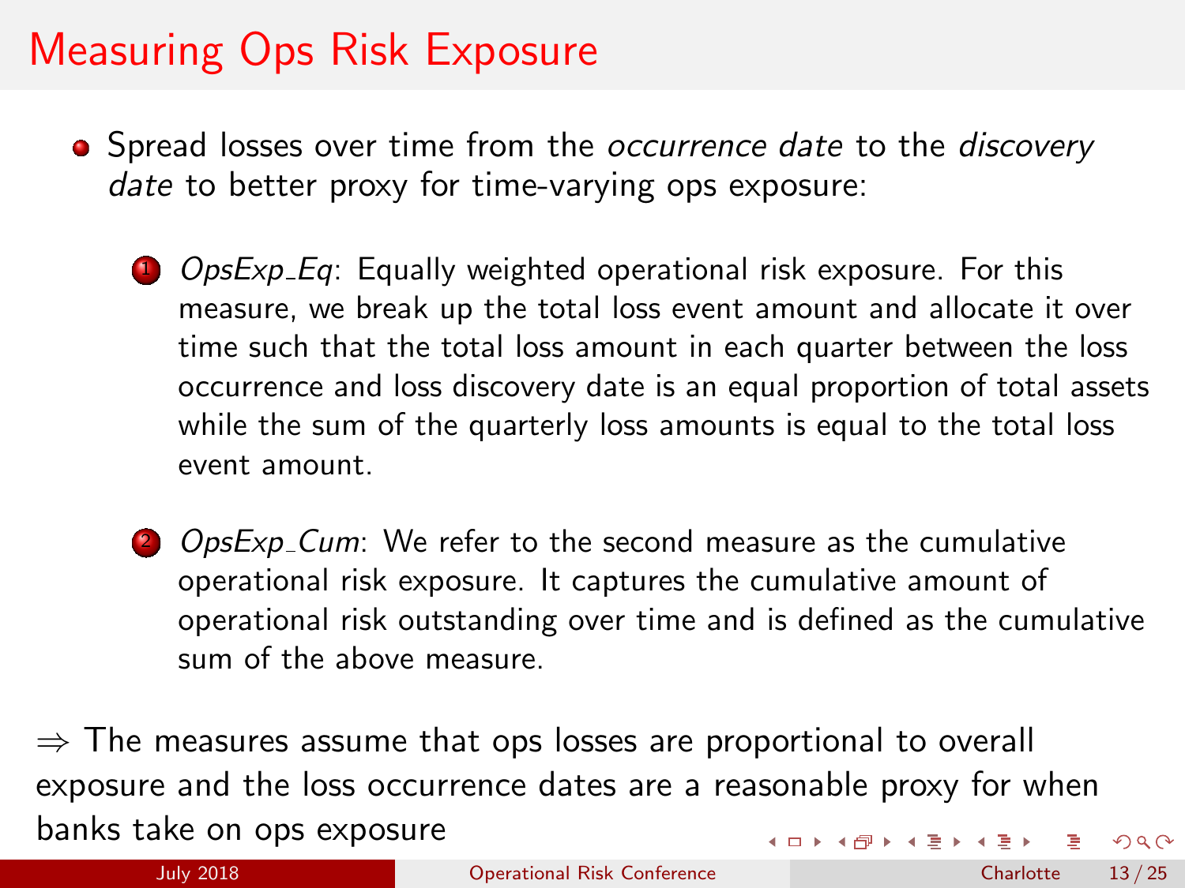# Measuring Ops Risk Exposure

- Spread losses over time from the *occurrence date* to the *discovery date* to better proxy for time-varying ops exposure:

  1. *OpsExp_Eq*: Equally weighted operational risk exposure. For this measure, we break up the total loss event amount and allocate it over time such that the total loss amount in each quarter between the loss occurrence and loss discovery date is an equal proportion of total assets while the sum of the quarterly loss amounts is equal to the total loss event amount.

  2. *OpsExp_Cum*: We refer to the second measure as the cumulative operational risk exposure. It captures the cumulative amount of operational risk outstanding over time and is defined as the cumulative sum of the above measure.

$\Rightarrow$ The measures assume that ops losses are proportional to overall exposure and the loss occurrence dates are a reasonable proxy for when banks take on ops exposure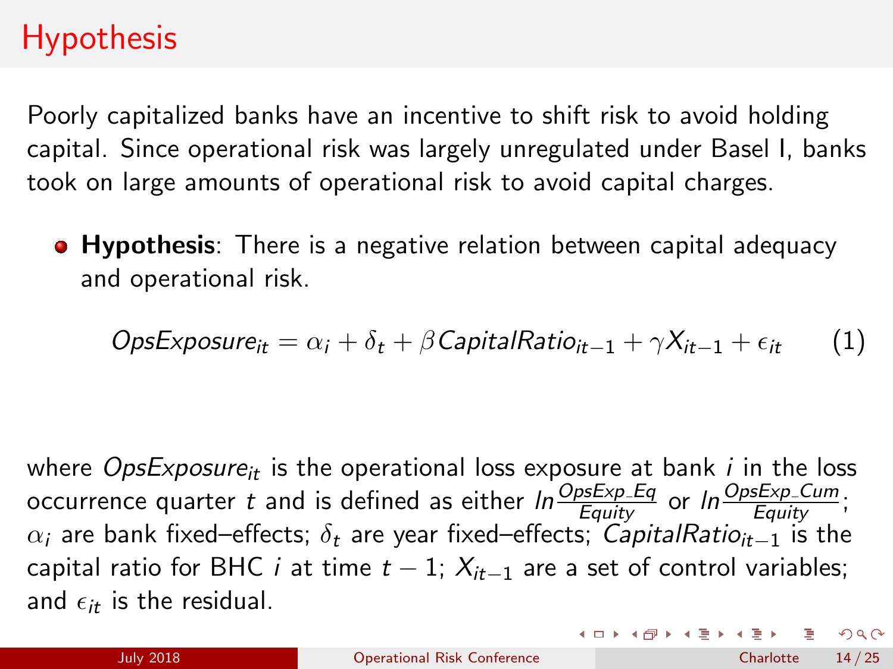# Hypothesis

Poorly capitalized banks have an incentive to shift risk to avoid holding capital. Since operational risk was largely unregulated under Basel I, banks took on large amounts of operational risk to avoid capital charges.

- **Hypothesis**: There is a negative relation between capital adequacy and operational risk.

$$OpsExposure_{it} = \alpha_i + \delta_t + \beta CapitalRatio_{it-1} + \gamma X_{it-1} + \epsilon_{it} \qquad (1)$$

where $OpsExposure_{it}$ is the operational loss exposure at bank $i$ in the loss occurrence quarter $t$ and is defined as either $ln\frac{OpsExp\_Eq}{Equity}$ or $ln\frac{OpsExp\_Cum}{Equity}$; $\alpha_i$ are bank fixed–effects; $\delta_t$ are year fixed–effects; $CapitalRatio_{it-1}$ is the capital ratio for BHC $i$ at time $t-1$; $X_{it-1}$ are a set of control variables; and $\epsilon_{it}$ is the residual.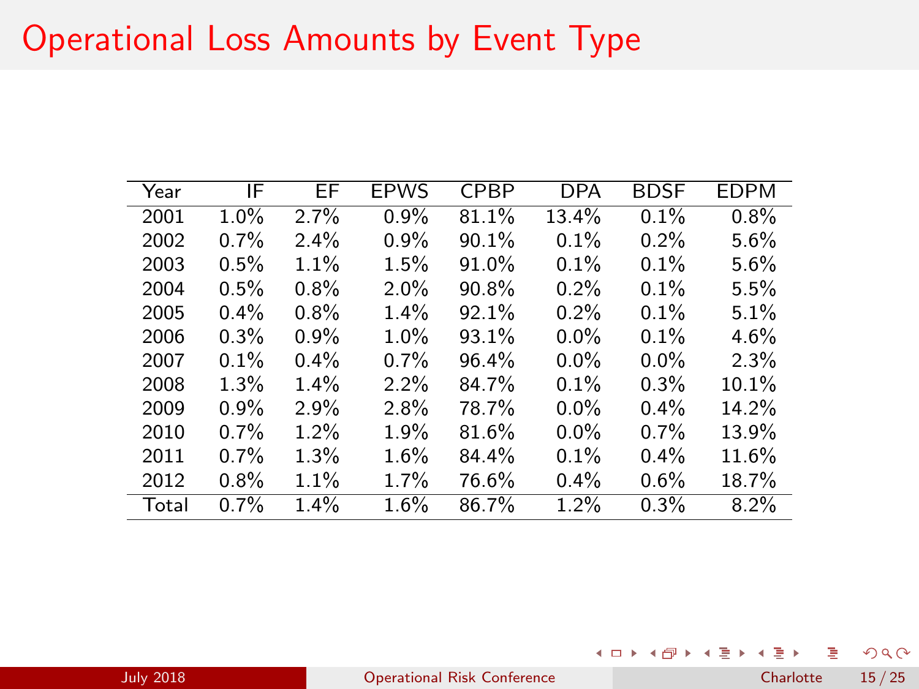# Operational Loss Amounts by Event Type

| Year | IF | EF | EPWS | CPBP | DPA | BDSF | EDPM |
|---|---|---|---|---|---|---|---|
| 2001 | 1.0% | 2.7% | 0.9% | 81.1% | 13.4% | 0.1% | 0.8% |
| 2002 | 0.7% | 2.4% | 0.9% | 90.1% | 0.1% | 0.2% | 5.6% |
| 2003 | 0.5% | 1.1% | 1.5% | 91.0% | 0.1% | 0.1% | 5.6% |
| 2004 | 0.5% | 0.8% | 2.0% | 90.8% | 0.2% | 0.1% | 5.5% |
| 2005 | 0.4% | 0.8% | 1.4% | 92.1% | 0.2% | 0.1% | 5.1% |
| 2006 | 0.3% | 0.9% | 1.0% | 93.1% | 0.0% | 0.1% | 4.6% |
| 2007 | 0.1% | 0.4% | 0.7% | 96.4% | 0.0% | 0.0% | 2.3% |
| 2008 | 1.3% | 1.4% | 2.2% | 84.7% | 0.1% | 0.3% | 10.1% |
| 2009 | 0.9% | 2.9% | 2.8% | 78.7% | 0.0% | 0.4% | 14.2% |
| 2010 | 0.7% | 1.2% | 1.9% | 81.6% | 0.0% | 0.7% | 13.9% |
| 2011 | 0.7% | 1.3% | 1.6% | 84.4% | 0.1% | 0.4% | 11.6% |
| 2012 | 0.8% | 1.1% | 1.7% | 76.6% | 0.4% | 0.6% | 18.7% |
| Total | 0.7% | 1.4% | 1.6% | 86.7% | 1.2% | 0.3% | 8.2% |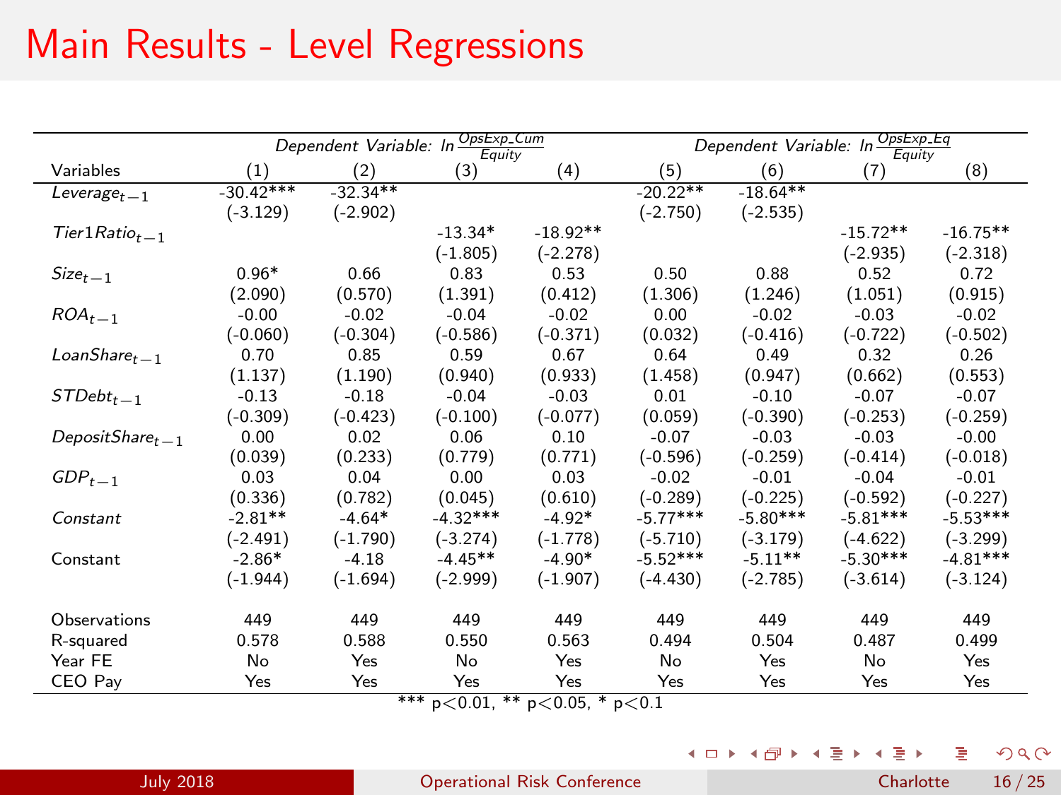# Main Results - Level Regressions

| Variables | Dependent Variable: $\ln \frac{OpsExp\_Cum}{Equity}$ (1) | (2) | (3) | (4) | Dependent Variable: $\ln \frac{OpsExp\_Eq}{Equity}$ (5) | (6) | (7) | (8) |
|---|---|---|---|---|---|---|---|---|
| $Leverage_{t-1}$ | -30.42*** | -32.34** | | | -20.22** | -18.64** | | |
| | (-3.129) | (-2.902) | | | (-2.750) | (-2.535) | | |
| $Tier1Ratio_{t-1}$ | | | -13.34* | -18.92** | | | -15.72** | -16.75** |
| | | | (-1.805) | (-2.278) | | | (-2.935) | (-2.318) |
| $Size_{t-1}$ | 0.96* | 0.66 | 0.83 | 0.53 | 0.50 | 0.88 | 0.52 | 0.72 |
| | (2.090) | (0.570) | (1.391) | (0.412) | (1.306) | (1.246) | (1.051) | (0.915) |
| $ROA_{t-1}$ | -0.00 | -0.02 | -0.04 | -0.02 | 0.00 | -0.02 | -0.03 | -0.02 |
| | (-0.060) | (-0.304) | (-0.586) | (-0.371) | (0.032) | (-0.416) | (-0.722) | (-0.502) |
| $LoanShare_{t-1}$ | 0.70 | 0.85 | 0.59 | 0.67 | 0.64 | 0.49 | 0.32 | 0.26 |
| | (1.137) | (1.190) | (0.940) | (0.933) | (1.458) | (0.947) | (0.662) | (0.553) |
| $STDebt_{t-1}$ | -0.13 | -0.18 | -0.04 | -0.03 | 0.01 | -0.10 | -0.07 | -0.07 |
| | (-0.309) | (-0.423) | (-0.100) | (-0.077) | (0.059) | (-0.390) | (-0.253) | (-0.259) |
| $DepositShare_{t-1}$ | 0.00 | 0.02 | 0.06 | 0.10 | -0.07 | -0.03 | -0.03 | -0.00 |
| | (0.039) | (0.233) | (0.779) | (0.771) | (-0.596) | (-0.259) | (-0.414) | (-0.018) |
| $GDP_{t-1}$ | 0.03 | 0.04 | 0.00 | 0.03 | -0.02 | -0.01 | -0.04 | -0.01 |
| | (0.336) | (0.782) | (0.045) | (0.610) | (-0.289) | (-0.225) | (-0.592) | (-0.227) |
| *Constant* | -2.81** | -4.64* | -4.32*** | -4.92* | -5.77*** | -5.80*** | -5.81*** | -5.53*** |
| | (-2.491) | (-1.790) | (-3.274) | (-1.778) | (-5.710) | (-3.179) | (-4.622) | (-3.299) |
| Constant | -2.86* | -4.18 | -4.45** | -4.90* | -5.52*** | -5.11** | -5.30*** | -4.81*** |
| | (-1.944) | (-1.694) | (-2.999) | (-1.907) | (-4.430) | (-2.785) | (-3.614) | (-3.124) |
| Observations | 449 | 449 | 449 | 449 | 449 | 449 | 449 | 449 |
| R-squared | 0.578 | 0.588 | 0.550 | 0.563 | 0.494 | 0.504 | 0.487 | 0.499 |
| Year FE | No | Yes | No | Yes | No | Yes | No | Yes |
| CEO Pay | Yes | Yes | Yes | Yes | Yes | Yes | Yes | Yes |

*** $p<0.01$, ** $p<0.05$, * $p<0.1$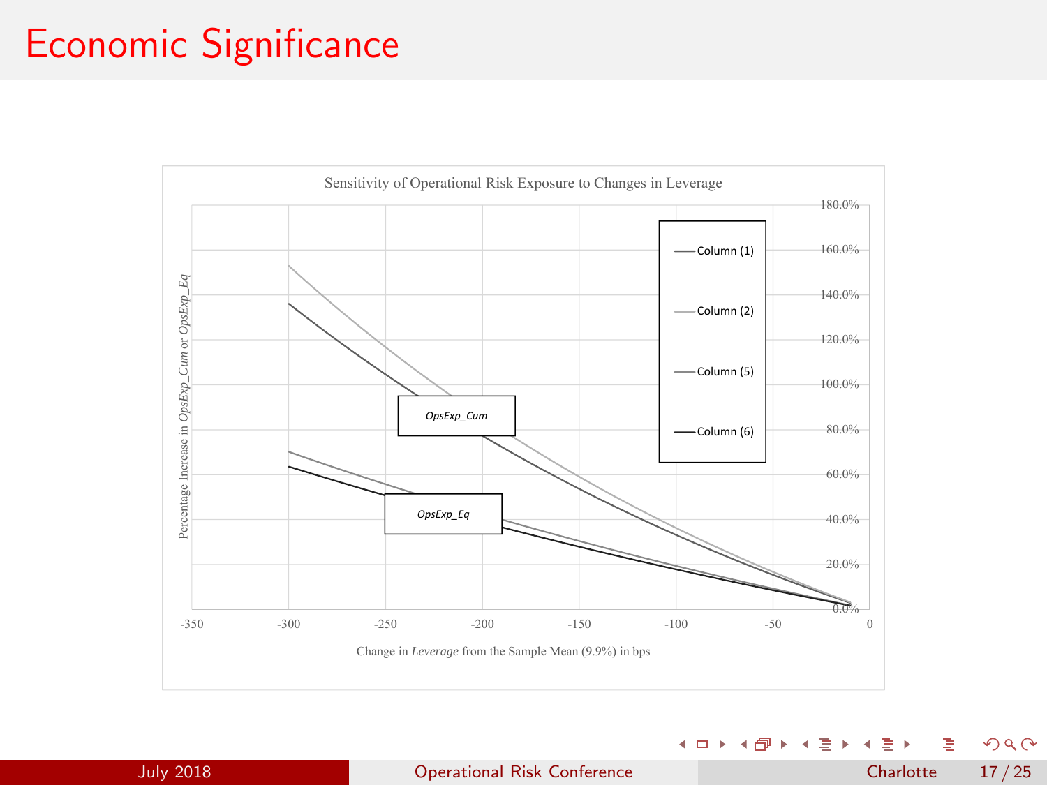# Economic Significance

Sensitivity of Operational Risk Exposure to Changes in Leverage

Percentage Increase in *OpsExp_Cum* or *OpsExp_Eq*

180.0%
160.0%
140.0%
120.0%
100.0%
80.0%
60.0%
40.0%
20.0%
0.0%

Column (1)

Column (2)

Column (5)

Column (6)

*OpsExp_Cum*

*OpsExp_Eq*

-350 -300 -250 -200 -150 -100 -50 0

Change in *Leverage* from the Sample Mean (9.9%) in bps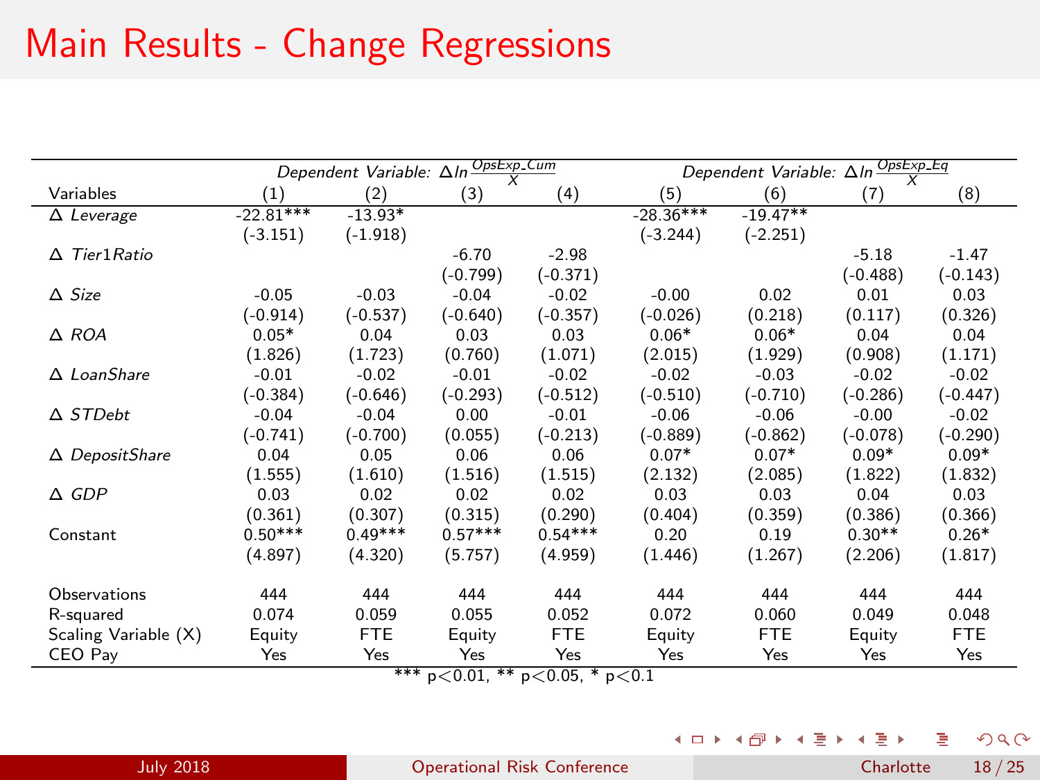# Main Results - Change Regressions

| | *Dependent Variable:* $\Delta ln \frac{OpsExp\_Cum}{X}$ | | | | *Dependent Variable:* $\Delta ln \frac{OpsExp\_Eq}{X}$ | | | |
|---|---|---|---|---|---|---|---|---|
| Variables | (1) | (2) | (3) | (4) | (5) | (6) | (7) | (8) |
| $\Delta$ *Leverage* | -22.81*** | -13.93* | | | -28.36*** | -19.47** | | |
| | (-3.151) | (-1.918) | | | (-3.244) | (-2.251) | | |
| $\Delta$ *Tier1Ratio* | | | -6.70 | -2.98 | | | -5.18 | -1.47 |
| | | | (-0.799) | (-0.371) | | | (-0.488) | (-0.143) |
| $\Delta$ *Size* | -0.05 | -0.03 | -0.04 | -0.02 | -0.00 | 0.02 | 0.01 | 0.03 |
| | (-0.914) | (-0.537) | (-0.640) | (-0.357) | (-0.026) | (0.218) | (0.117) | (0.326) |
| $\Delta$ *ROA* | 0.05* | 0.04 | 0.03 | 0.03 | 0.06* | 0.06* | 0.04 | 0.04 |
| | (1.826) | (1.723) | (0.760) | (1.071) | (2.015) | (1.929) | (0.908) | (1.171) |
| $\Delta$ *LoanShare* | -0.01 | -0.02 | -0.01 | -0.02 | -0.02 | -0.03 | -0.02 | -0.02 |
| | (-0.384) | (-0.646) | (-0.293) | (-0.512) | (-0.510) | (-0.710) | (-0.286) | (-0.447) |
| $\Delta$ *STDebt* | -0.04 | -0.04 | 0.00 | -0.01 | -0.06 | -0.06 | -0.00 | -0.02 |
| | (-0.741) | (-0.700) | (0.055) | (-0.213) | (-0.889) | (-0.862) | (-0.078) | (-0.290) |
| $\Delta$ *DepositShare* | 0.04 | 0.05 | 0.06 | 0.06 | 0.07* | 0.07* | 0.09* | 0.09* |
| | (1.555) | (1.610) | (1.516) | (1.515) | (2.132) | (2.085) | (1.822) | (1.832) |
| $\Delta$ *GDP* | 0.03 | 0.02 | 0.02 | 0.02 | 0.03 | 0.03 | 0.04 | 0.03 |
| | (0.361) | (0.307) | (0.315) | (0.290) | (0.404) | (0.359) | (0.386) | (0.366) |
| Constant | 0.50*** | 0.49*** | 0.57*** | 0.54*** | 0.20 | 0.19 | 0.30** | 0.26* |
| | (4.897) | (4.320) | (5.757) | (4.959) | (1.446) | (1.267) | (2.206) | (1.817) |
| Observations | 444 | 444 | 444 | 444 | 444 | 444 | 444 | 444 |
| R-squared | 0.074 | 0.059 | 0.055 | 0.052 | 0.072 | 0.060 | 0.049 | 0.048 |
| Scaling Variable (X) | Equity | FTE | Equity | FTE | Equity | FTE | Equity | FTE |
| CEO Pay | Yes | Yes | Yes | Yes | Yes | Yes | Yes | Yes |

*** $p<0.01$, ** $p<0.05$, * $p<0.1$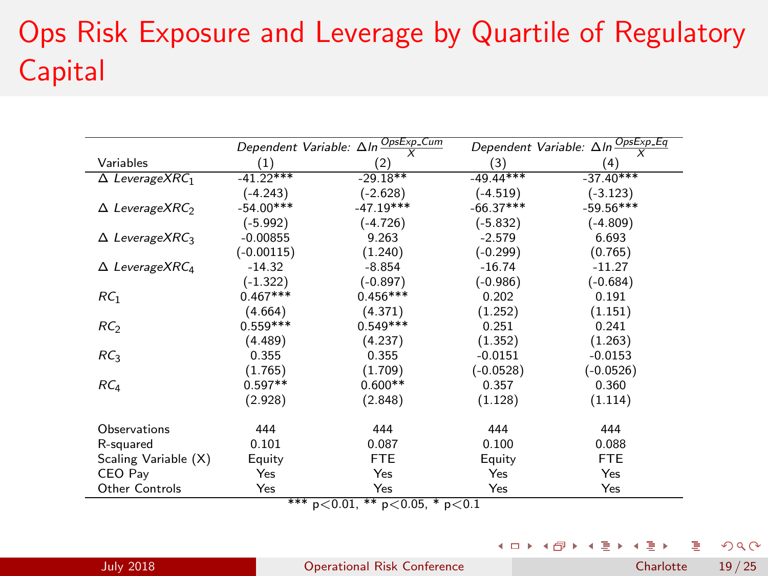# Ops Risk Exposure and Leverage by Quartile of Regulatory Capital

| Variables | Dependent Variable: $\Delta ln \frac{OpsExp\_Cum}{X}$ (1) | (2) | Dependent Variable: $\Delta ln \frac{OpsExp\_Eq}{X}$ (3) | (4) |
|---|---|---|---|---|
| $\Delta$ $LeverageXRC_1$ | -41.22*** | -29.18** | -49.44*** | -37.40*** |
| | (-4.243) | (-2.628) | (-4.519) | (-3.123) |
| $\Delta$ $LeverageXRC_2$ | -54.00*** | -47.19*** | -66.37*** | -59.56*** |
| | (-5.992) | (-4.726) | (-5.832) | (-4.809) |
| $\Delta$ $LeverageXRC_3$ | -0.00855 | 9.263 | -2.579 | 6.693 |
| | (-0.00115) | (1.240) | (-0.299) | (0.765) |
| $\Delta$ $LeverageXRC_4$ | -14.32 | -8.854 | -16.74 | -11.27 |
| | (-1.322) | (-0.897) | (-0.986) | (-0.684) |
| $RC_1$ | 0.467*** | 0.456*** | 0.202 | 0.191 |
| | (4.664) | (4.371) | (1.252) | (1.151) |
| $RC_2$ | 0.559*** | 0.549*** | 0.251 | 0.241 |
| | (4.489) | (4.237) | (1.352) | (1.263) |
| $RC_3$ | 0.355 | 0.355 | -0.0151 | -0.0153 |
| | (1.765) | (1.709) | (-0.0528) | (-0.0526) |
| $RC_4$ | 0.597** | 0.600** | 0.357 | 0.360 |
| | (2.928) | (2.848) | (1.128) | (1.114) |
| Observations | 444 | 444 | 444 | 444 |
| R-squared | 0.101 | 0.087 | 0.100 | 0.088 |
| Scaling Variable (X) | Equity | FTE | Equity | FTE |
| CEO Pay | Yes | Yes | Yes | Yes |
| Other Controls | Yes | Yes | Yes | Yes |

*** p<0.01, ** p<0.05, * p<0.1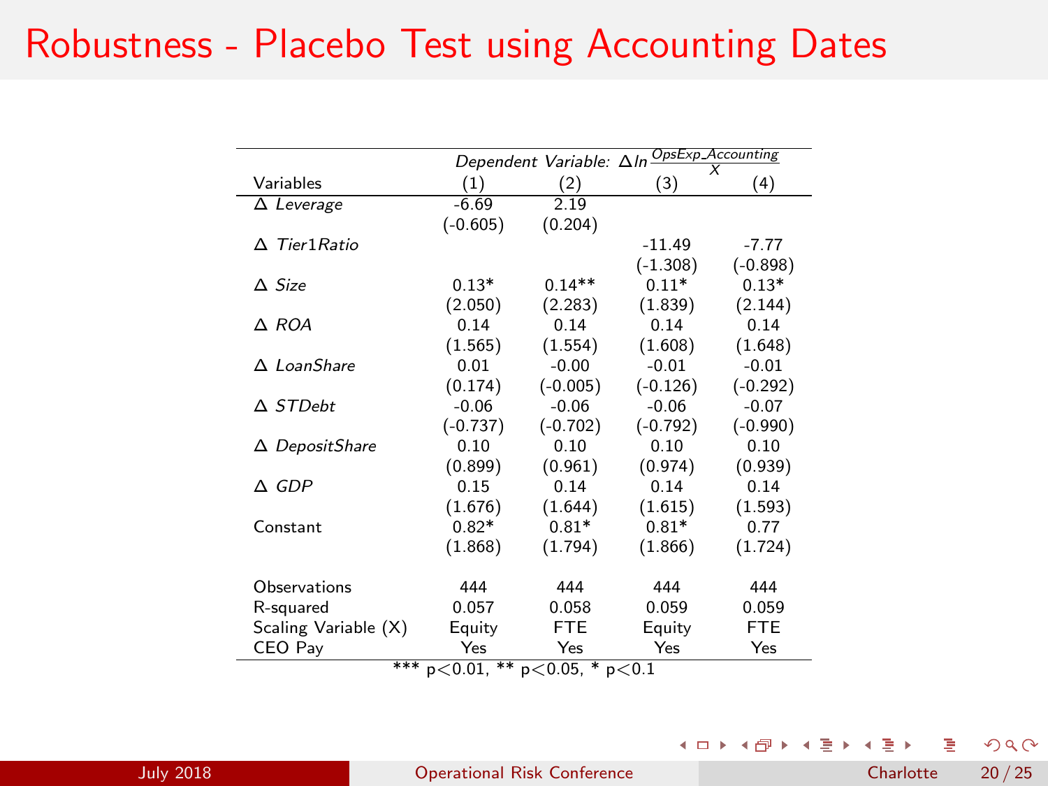# Robustness - Placebo Test using Accounting Dates

| | Dependent Variable: $\Delta ln \frac{OpsExp\_Accounting}{X}$ | | | |
|---|---|---|---|---|
| Variables | (1) | (2) | (3) | (4) |
| Δ *Leverage* | -6.69 | 2.19 | | |
| | (-0.605) | (0.204) | | |
| Δ *Tier1Ratio* | | | -11.49 | -7.77 |
| | | | (-1.308) | (-0.898) |
| Δ *Size* | 0.13* | 0.14** | 0.11* | 0.13* |
| | (2.050) | (2.283) | (1.839) | (2.144) |
| Δ *ROA* | 0.14 | 0.14 | 0.14 | 0.14 |
| | (1.565) | (1.554) | (1.608) | (1.648) |
| Δ *LoanShare* | 0.01 | -0.00 | -0.01 | -0.01 |
| | (0.174) | (-0.005) | (-0.126) | (-0.292) |
| Δ *STDebt* | -0.06 | -0.06 | -0.06 | -0.07 |
| | (-0.737) | (-0.702) | (-0.792) | (-0.990) |
| Δ *DepositShare* | 0.10 | 0.10 | 0.10 | 0.10 |
| | (0.899) | (0.961) | (0.974) | (0.939) |
| Δ *GDP* | 0.15 | 0.14 | 0.14 | 0.14 |
| | (1.676) | (1.644) | (1.615) | (1.593) |
| Constant | 0.82* | 0.81* | 0.81* | 0.77 |
| | (1.868) | (1.794) | (1.866) | (1.724) |
| Observations | 444 | 444 | 444 | 444 |
| R-squared | 0.057 | 0.058 | 0.059 | 0.059 |
| Scaling Variable (X) | Equity | FTE | Equity | FTE |
| CEO Pay | Yes | Yes | Yes | Yes |

*** $p<0.01$, ** $p<0.05$, * $p<0.1$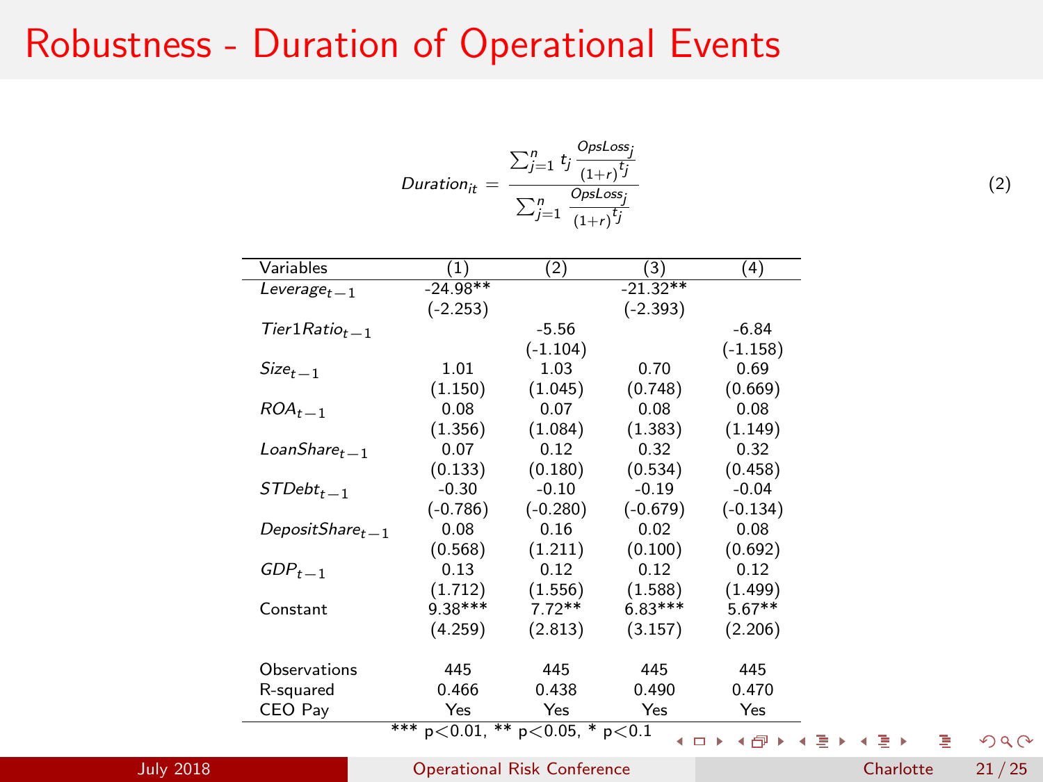# Robustness - Duration of Operational Events

$$Duration_{it} = \frac{\sum_{j=1}^{n} t_j \frac{OpsLoss_j}{(1+r)^{t_j}}}{\sum_{j=1}^{n} \frac{OpsLoss_j}{(1+r)^{t_j}}} \tag{2}$$

| Variables | (1) | (2) | (3) | (4) |
|---|---|---|---|---|
| $Leverage_{t-1}$ | -24.98** | | -21.32** | |
| | (-2.253) | | (-2.393) | |
| $Tier1Ratio_{t-1}$ | | -5.56 | | -6.84 |
| | | (-1.104) | | (-1.158) |
| $Size_{t-1}$ | 1.01 | 1.03 | 0.70 | 0.69 |
| | (1.150) | (1.045) | (0.748) | (0.669) |
| $ROA_{t-1}$ | 0.08 | 0.07 | 0.08 | 0.08 |
| | (1.356) | (1.084) | (1.383) | (1.149) |
| $LoanShare_{t-1}$ | 0.07 | 0.12 | 0.32 | 0.32 |
| | (0.133) | (0.180) | (0.534) | (0.458) |
| $STDebt_{t-1}$ | -0.30 | -0.10 | -0.19 | -0.04 |
| | (-0.786) | (-0.280) | (-0.679) | (-0.134) |
| $DepositShare_{t-1}$ | 0.08 | 0.16 | 0.02 | 0.08 |
| | (0.568) | (1.211) | (0.100) | (0.692) |
| $GDP_{t-1}$ | 0.13 | 0.12 | 0.12 | 0.12 |
| | (1.712) | (1.556) | (1.588) | (1.499) |
| Constant | 9.38*** | 7.72** | 6.83*** | 5.67** |
| | (4.259) | (2.813) | (3.157) | (2.206) |
| Observations | 445 | 445 | 445 | 445 |
| R-squared | 0.466 | 0.438 | 0.490 | 0.470 |
| CEO Pay | Yes | Yes | Yes | Yes |

*** p<0.01, ** p<0.05, * p<0.1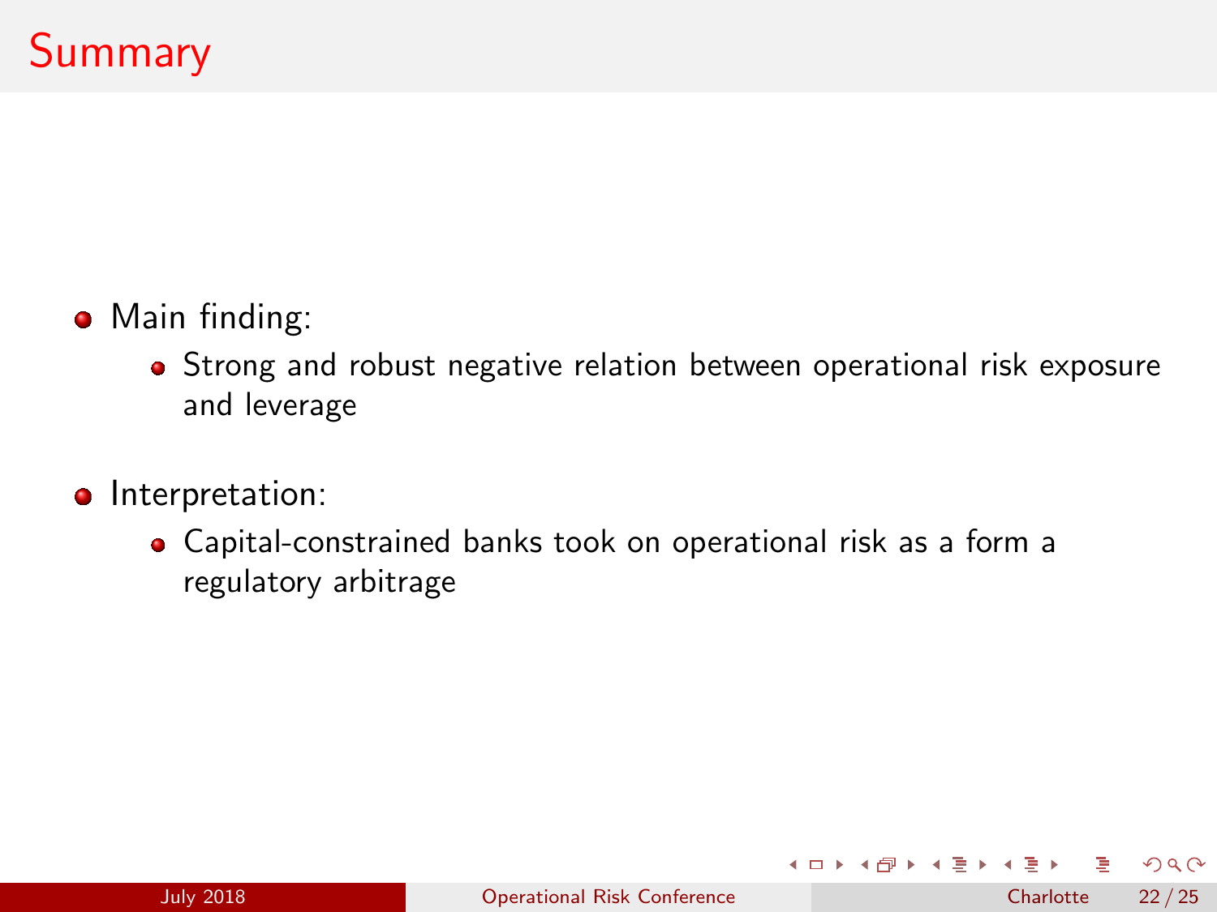# Summary

- Main finding:
  - Strong and robust negative relation between operational risk exposure and leverage
- Interpretation:
  - Capital-constrained banks took on operational risk as a form a regulatory arbitrage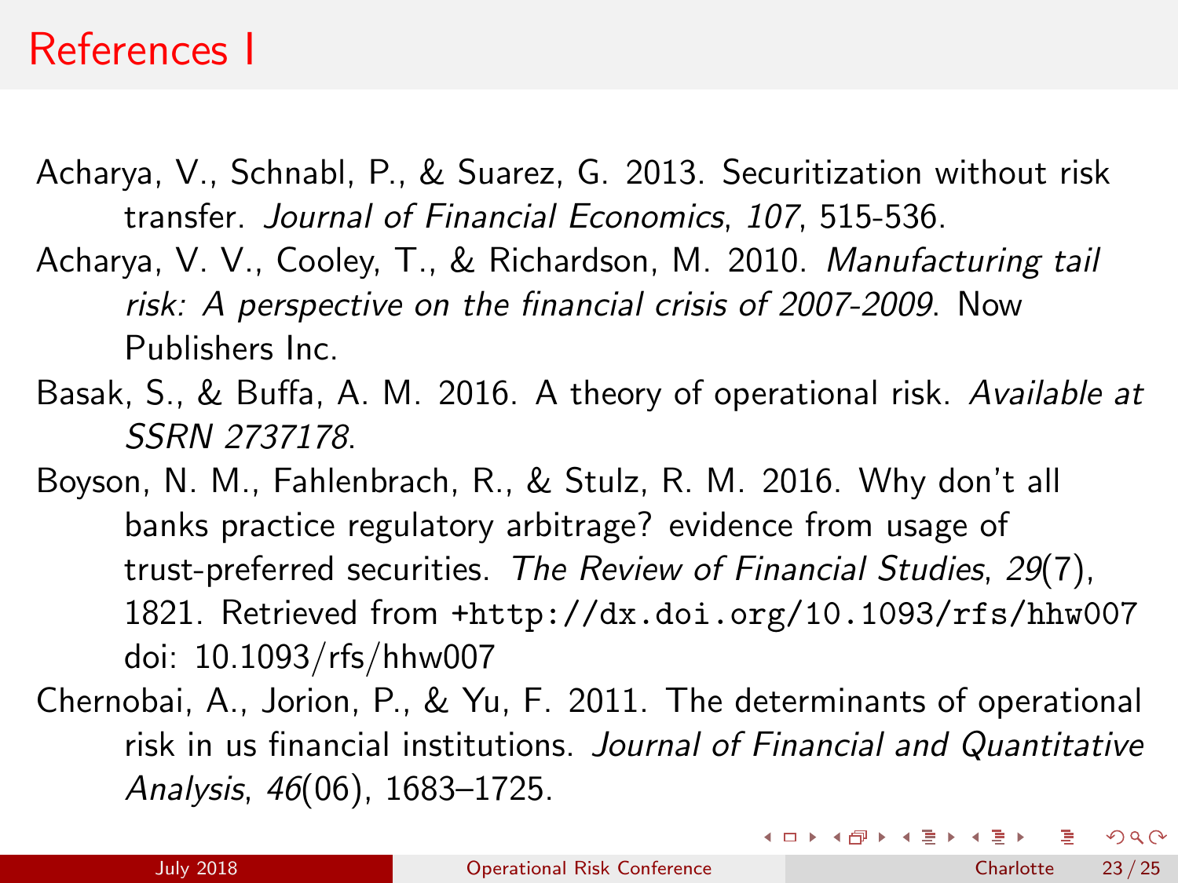# References I

Acharya, V., Schnabl, P., & Suarez, G. 2013. Securitization without risk transfer. *Journal of Financial Economics*, *107*, 515-536.

Acharya, V. V., Cooley, T., & Richardson, M. 2010. *Manufacturing tail risk: A perspective on the financial crisis of 2007-2009*. Now Publishers Inc.

Basak, S., & Buffa, A. M. 2016. A theory of operational risk. *Available at SSRN 2737178*.

Boyson, N. M., Fahlenbrach, R., & Stulz, R. M. 2016. Why don't all banks practice regulatory arbitrage? evidence from usage of trust-preferred securities. *The Review of Financial Studies*, *29*(7), 1821. Retrieved from `+http://dx.doi.org/10.1093/rfs/hhw007` doi: 10.1093/rfs/hhw007

Chernobai, A., Jorion, P., & Yu, F. 2011. The determinants of operational risk in us financial institutions. *Journal of Financial and Quantitative Analysis*, *46*(06), 1683–1725.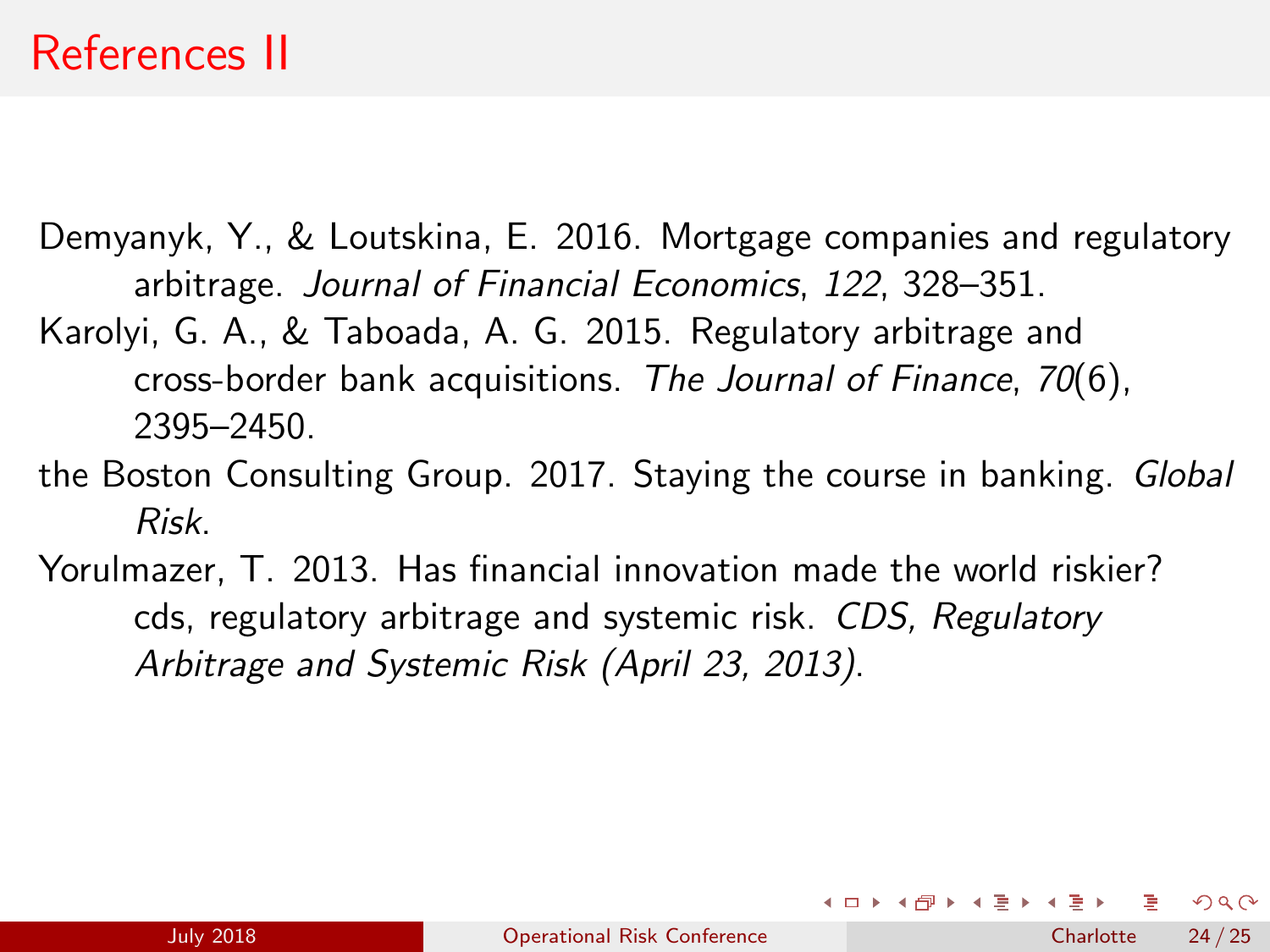# References II

Demyanyk, Y., & Loutskina, E. 2016. Mortgage companies and regulatory arbitrage. *Journal of Financial Economics*, *122*, 328–351.

Karolyi, G. A., & Taboada, A. G. 2015. Regulatory arbitrage and cross-border bank acquisitions. *The Journal of Finance*, *70*(6), 2395–2450.

the Boston Consulting Group. 2017. Staying the course in banking. *Global Risk*.

Yorulmazer, T. 2013. Has financial innovation made the world riskier? cds, regulatory arbitrage and systemic risk. *CDS, Regulatory Arbitrage and Systemic Risk (April 23, 2013)*.